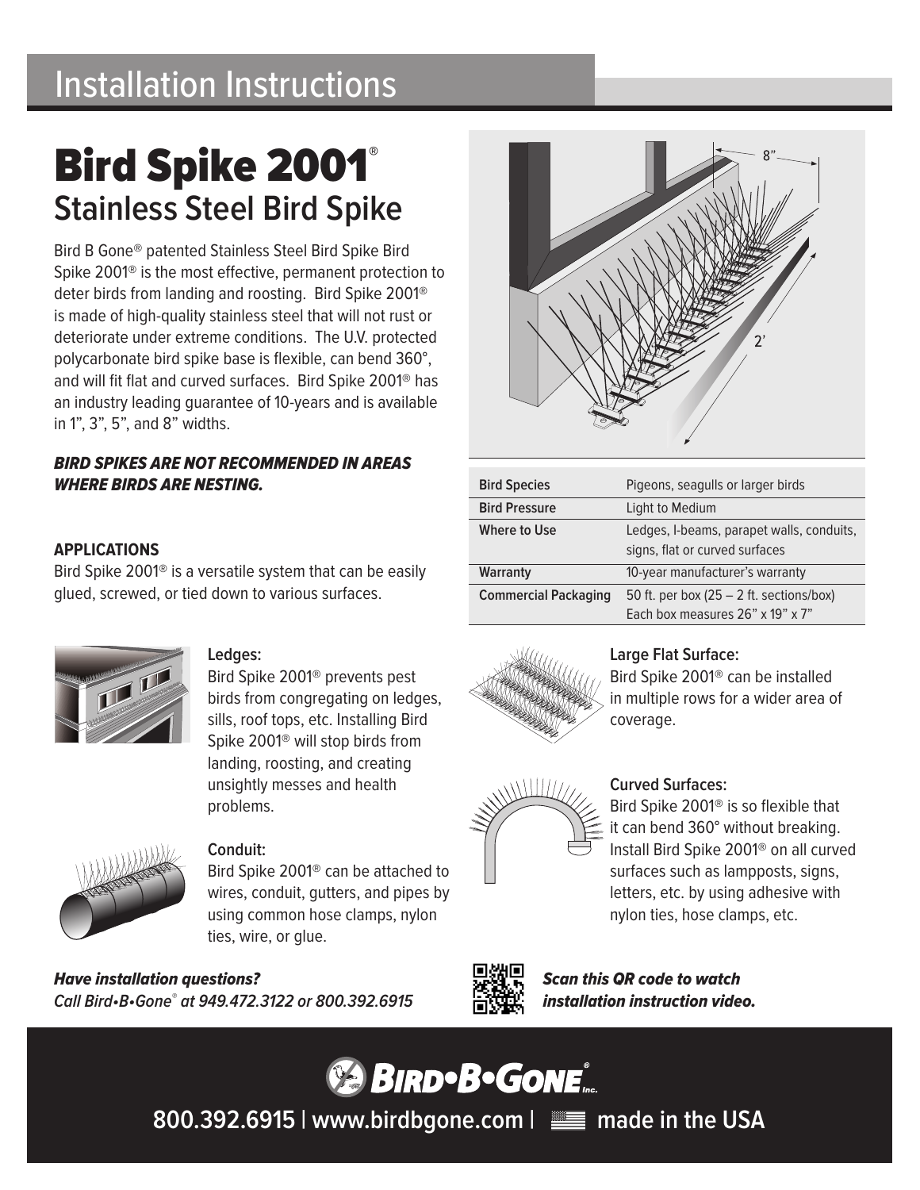# Installation Instructions

# Bird Spike 2001®

## Stainless Steel Bird Spike

Bird B Gone® patented Stainless Steel Bird Spike Bird Spike 2001® is the most effective, permanent protection to deter birds from landing and roosting. Bird Spike 2001® is made of high-quality stainless steel that will not rust or deteriorate under extreme conditions. The U.V. protected polycarbonate bird spike base is flexible, can bend 360°, and will fit flat and curved surfaces. Bird Spike 2001® has an industry leading guarantee of 10-years and is available in 1", 3", 5", and 8" widths.

***BIRD SPIKES ARE NOT RECOMMENDED IN AREAS WHERE BIRDS ARE NESTING.***

| Bird Species | Pigeons, seagulls or larger birds |
|---|---|
| Bird Pressure | Light to Medium |
| Where to Use | Ledges, I-beams, parapet walls, conduits, signs, flat or curved surfaces |
| Warranty | 10-year manufacturer's warranty |
| Commercial Packaging | 50 ft. per box (25 – 2 ft. sections/box) Each box measures 26" x 19" x 7" |

### APPLICATIONS

Bird Spike 2001® is a versatile system that can be easily glued, screwed, or tied down to various surfaces.

**Ledges:**
Bird Spike 2001® prevents pest birds from congregating on ledges, sills, roof tops, etc. Installing Bird Spike 2001® will stop birds from landing, roosting, and creating unsightly messes and health problems.

**Conduit:**
Bird Spike 2001® can be attached to wires, conduit, gutters, and pipes by using common hose clamps, nylon ties, wire, or glue.

**Large Flat Surface:**
Bird Spike 2001® can be installed in multiple rows for a wider area of coverage.

**Curved Surfaces:**
Bird Spike 2001® is so flexible that it can bend 360° without breaking. Install Bird Spike 2001® on all curved surfaces such as lampposts, signs, letters, etc. by using adhesive with nylon ties, hose clamps, etc.

***Have installation questions?***
*Call Bird•B•Gone® at 949.472.3122 or 800.392.6915*

***Scan this QR code to watch installation instruction video.***

**BIRD•B•GONE® Inc.**

800.392.6915 | www.birdbgone.com | made in the USA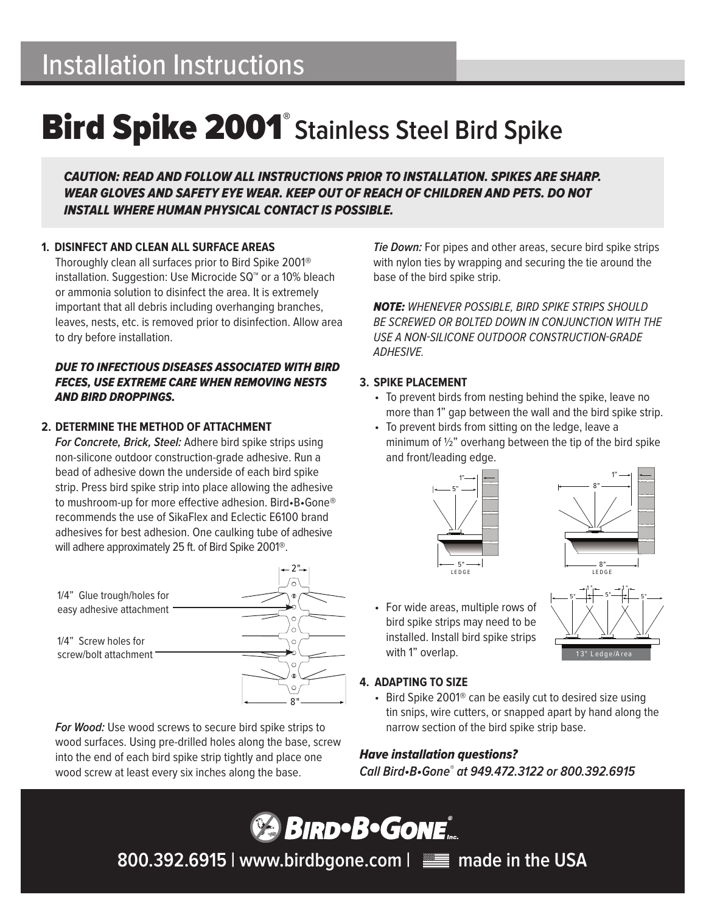# Installation Instructions

# Bird Spike 2001® Stainless Steel Bird Spike

***CAUTION: READ AND FOLLOW ALL INSTRUCTIONS PRIOR TO INSTALLATION. SPIKES ARE SHARP. WEAR GLOVES AND SAFETY EYE WEAR. KEEP OUT OF REACH OF CHILDREN AND PETS. DO NOT INSTALL WHERE HUMAN PHYSICAL CONTACT IS POSSIBLE.***

**1. DISINFECT AND CLEAN ALL SURFACE AREAS**

Thoroughly clean all surfaces prior to Bird Spike 2001® installation. Suggestion: Use Microcide SQ™ or a 10% bleach or ammonia solution to disinfect the area. It is extremely important that all debris including overhanging branches, leaves, nests, etc. is removed prior to disinfection. Allow area to dry before installation.

***DUE TO INFECTIOUS DISEASES ASSOCIATED WITH BIRD FECES, USE EXTREME CARE WHEN REMOVING NESTS AND BIRD DROPPINGS.***

**2. DETERMINE THE METHOD OF ATTACHMENT**

***For Concrete, Brick, Steel:*** Adhere bird spike strips using non-silicone outdoor construction-grade adhesive. Run a bead of adhesive down the underside of each bird spike strip. Press bird spike strip into place allowing the adhesive to mushroom-up for more effective adhesion. Bird•B•Gone® recommends the use of SikaFlex and Eclectic E6100 brand adhesives for best adhesion. One caulking tube of adhesive will adhere approximately 25 ft. of Bird Spike 2001®.

2"

1/4" Glue trough/holes for easy adhesive attachment

1/4" Screw holes for screw/bolt attachment

8"

***For Wood:*** Use wood screws to secure bird spike strips to wood surfaces. Using pre-drilled holes along the base, screw into the end of each bird spike strip tightly and place one wood screw at least every six inches along the base.

***Tie Down:*** For pipes and other areas, secure bird spike strips with nylon ties by wrapping and securing the tie around the base of the bird spike strip.

***NOTE:*** *WHENEVER POSSIBLE, BIRD SPIKE STRIPS SHOULD BE SCREWED OR BOLTED DOWN IN CONJUNCTION WITH THE USE A NON-SILICONE OUTDOOR CONSTRUCTION-GRADE ADHESIVE.*

**3. SPIKE PLACEMENT**

- To prevent birds from nesting behind the spike, leave no more than 1" gap between the wall and the bird spike strip.
- To prevent birds from sitting on the ledge, leave a minimum of ½" overhang between the tip of the bird spike and front/leading edge.

1"
5"
5"
LEDGE

1"
8"
8"
LEDGE

- For wide areas, multiple rows of bird spike strips may need to be installed. Install bird spike strips with 1" overlap.

5" 1" 5" 1" 5"
13" Ledge/Area

**4. ADAPTING TO SIZE**

- Bird Spike 2001® can be easily cut to desired size using tin snips, wire cutters, or snapped apart by hand along the narrow section of the bird spike strip base.

***Have installation questions?***
***Call Bird•B•Gone® at 949.472.3122 or 800.392.6915***

BIRD•B•GONE® Inc.

800.392.6915 | www.birdbgone.com | made in the USA